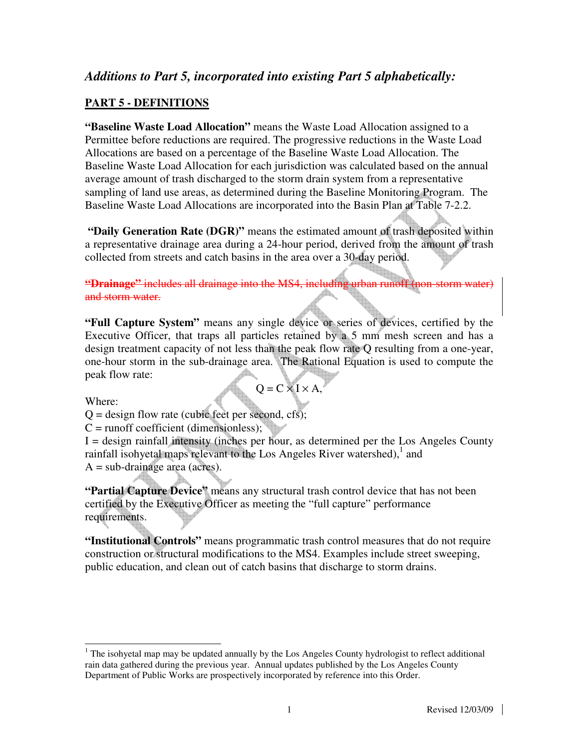## *Additions to Part 5, incorporated into existing Part 5 alphabetically:*

### PART 5 - DEFINITIONS

**"Baseline Waste Load Allocation"** means the Waste Load Allocation assigned to a Permittee before reductions are required. The progressive reductions in the Waste Load Allocations are based on a percentage of the Baseline Waste Load Allocation. The Baseline Waste Load Allocation for each jurisdiction was calculated based on the annual average amount of trash discharged to the storm drain system from a representative sampling of land use areas, as determined during the Baseline Monitoring Program. The Baseline Waste Load Allocations are incorporated into the Basin Plan at Table 7-2.2.

**"Daily Generation Rate (DGR)"** means the estimated amount of trash deposited within a representative drainage area during a 24-hour period, derived from the amount of trash collected from streets and catch basins in the area over a 30-day period.

~~**"Drainage"** includes all drainage into the MS4, including urban runoff (non-storm water) and storm water.~~

**"Full Capture System"** means any single device or series of devices, certified by the Executive Officer, that traps all particles retained by a 5 mm mesh screen and has a design treatment capacity of not less than the peak flow rate Q resulting from a one-year, one-hour storm in the sub-drainage area. The Rational Equation is used to compute the peak flow rate:

$$Q = C \times I \times A,$$

Where:

Q = design flow rate (cubic feet per second, cfs);
C = runoff coefficient (dimensionless);
I = design rainfall intensity (inches per hour, as determined per the Los Angeles County rainfall isohyetal maps relevant to the Los Angeles River watershed),[1] and
A = sub-drainage area (acres).

**"Partial Capture Device"** means any structural trash control device that has not been certified by the Executive Officer as meeting the "full capture" performance requirements.

**"Institutional Controls"** means programmatic trash control measures that do not require construction or structural modifications to the MS4. Examples include street sweeping, public education, and clean out of catch basins that discharge to storm drains.

---

[1] The isohyetal map may be updated annually by the Los Angeles County hydrologist to reflect additional rain data gathered during the previous year. Annual updates published by the Los Angeles County Department of Public Works are prospectively incorporated by reference into this Order.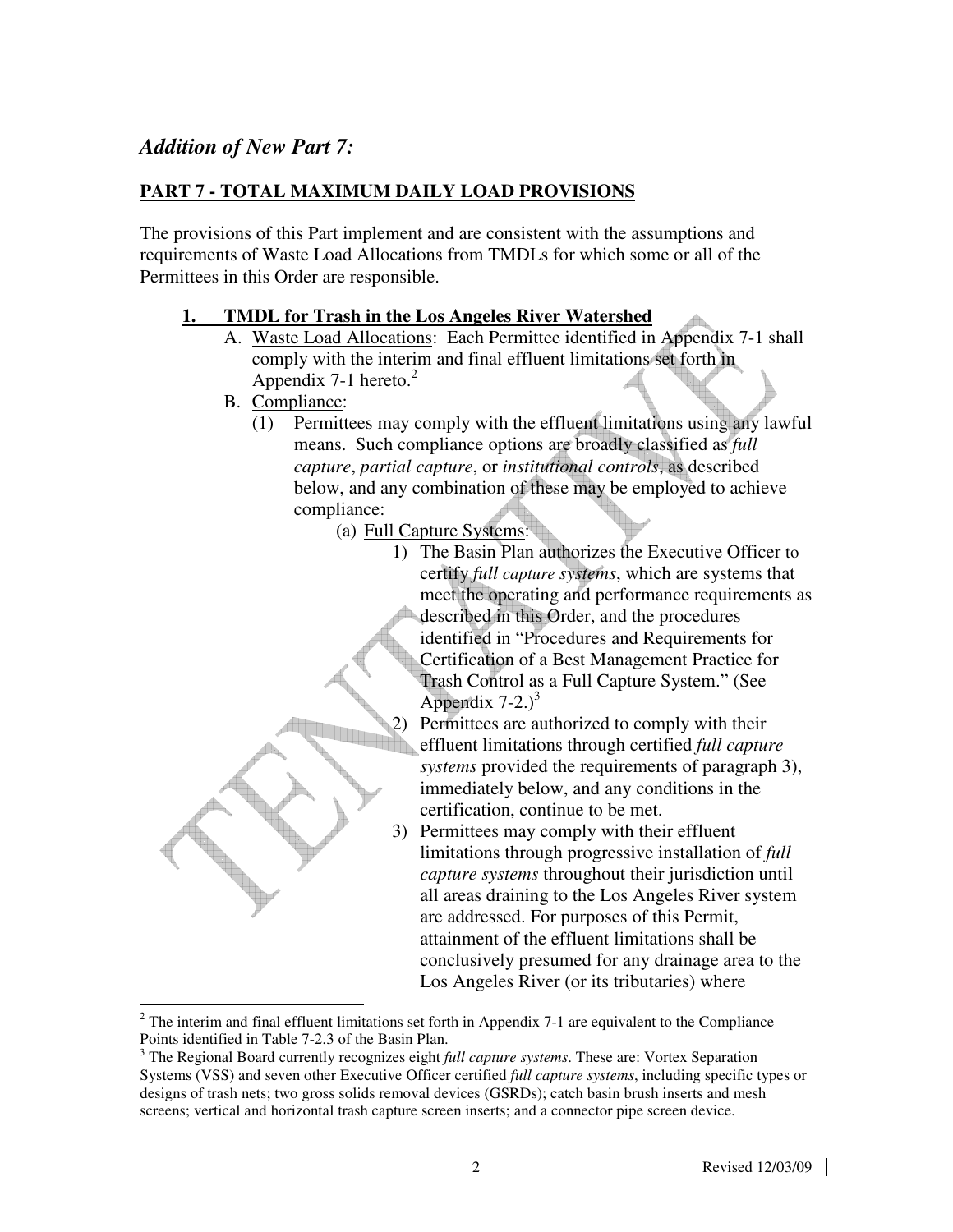## *Addition of New Part 7:*

### PART 7 - TOTAL MAXIMUM DAILY LOAD PROVISIONS

The provisions of this Part implement and are consistent with the assumptions and requirements of Waste Load Allocations from TMDLs for which some or all of the Permittees in this Order are responsible.

**1. TMDL for Trash in the Los Angeles River Watershed**

A. Waste Load Allocations: Each Permittee identified in Appendix 7-1 shall comply with the interim and final effluent limitations set forth in Appendix 7-1 hereto.[2]

B. Compliance:

(1) Permittees may comply with the effluent limitations using any lawful means. Such compliance options are broadly classified as *full capture*, *partial capture*, or *institutional controls*, as described below, and any combination of these may be employed to achieve compliance:

(a) Full Capture Systems:

1) The Basin Plan authorizes the Executive Officer to certify *full capture systems*, which are systems that meet the operating and performance requirements as described in this Order, and the procedures identified in "Procedures and Requirements for Certification of a Best Management Practice for Trash Control as a Full Capture System." (See Appendix 7-2.)[3]

2) Permittees are authorized to comply with their effluent limitations through certified *full capture systems* provided the requirements of paragraph 3), immediately below, and any conditions in the certification, continue to be met.

3) Permittees may comply with their effluent limitations through progressive installation of *full capture systems* throughout their jurisdiction until all areas draining to the Los Angeles River system are addressed. For purposes of this Permit, attainment of the effluent limitations shall be conclusively presumed for any drainage area to the Los Angeles River (or its tributaries) where

---

[2] The interim and final effluent limitations set forth in Appendix 7-1 are equivalent to the Compliance Points identified in Table 7-2.3 of the Basin Plan.

[3] The Regional Board currently recognizes eight *full capture systems*. These are: Vortex Separation Systems (VSS) and seven other Executive Officer certified *full capture systems*, including specific types or designs of trash nets; two gross solids removal devices (GSRDs); catch basin brush inserts and mesh screens; vertical and horizontal trash capture screen inserts; and a connector pipe screen device.

Revised 12/03/09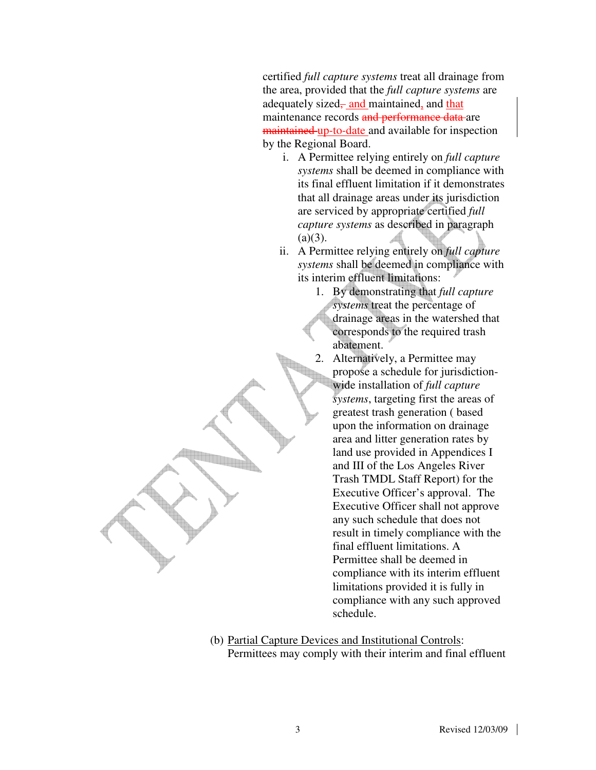certified *full capture systems* treat all drainage from the area, provided that the *full capture systems* are adequately sized, ~~,~~ and maintained, and that maintenance records ~~and performance data~~ are ~~maintained~~ up-to-date and available for inspection by the Regional Board.

i. A Permittee relying entirely on *full capture systems* shall be deemed in compliance with its final effluent limitation if it demonstrates that all drainage areas under its jurisdiction are serviced by appropriate certified *full capture systems* as described in paragraph (a)(3).

ii. A Permittee relying entirely on *full capture systems* shall be deemed in compliance with its interim effluent limitations:

1. By demonstrating that *full capture systems* treat the percentage of drainage areas in the watershed that corresponds to the required trash abatement.

2. Alternatively, a Permittee may propose a schedule for jurisdiction-wide installation of *full capture systems*, targeting first the areas of greatest trash generation ( based upon the information on drainage area and litter generation rates by land use provided in Appendices I and III of the Los Angeles River Trash TMDL Staff Report) for the Executive Officer's approval. The Executive Officer shall not approve any such schedule that does not result in timely compliance with the final effluent limitations. A Permittee shall be deemed in compliance with its interim effluent limitations provided it is fully in compliance with any such approved schedule.

(b) Partial Capture Devices and Institutional Controls: Permittees may comply with their interim and final effluent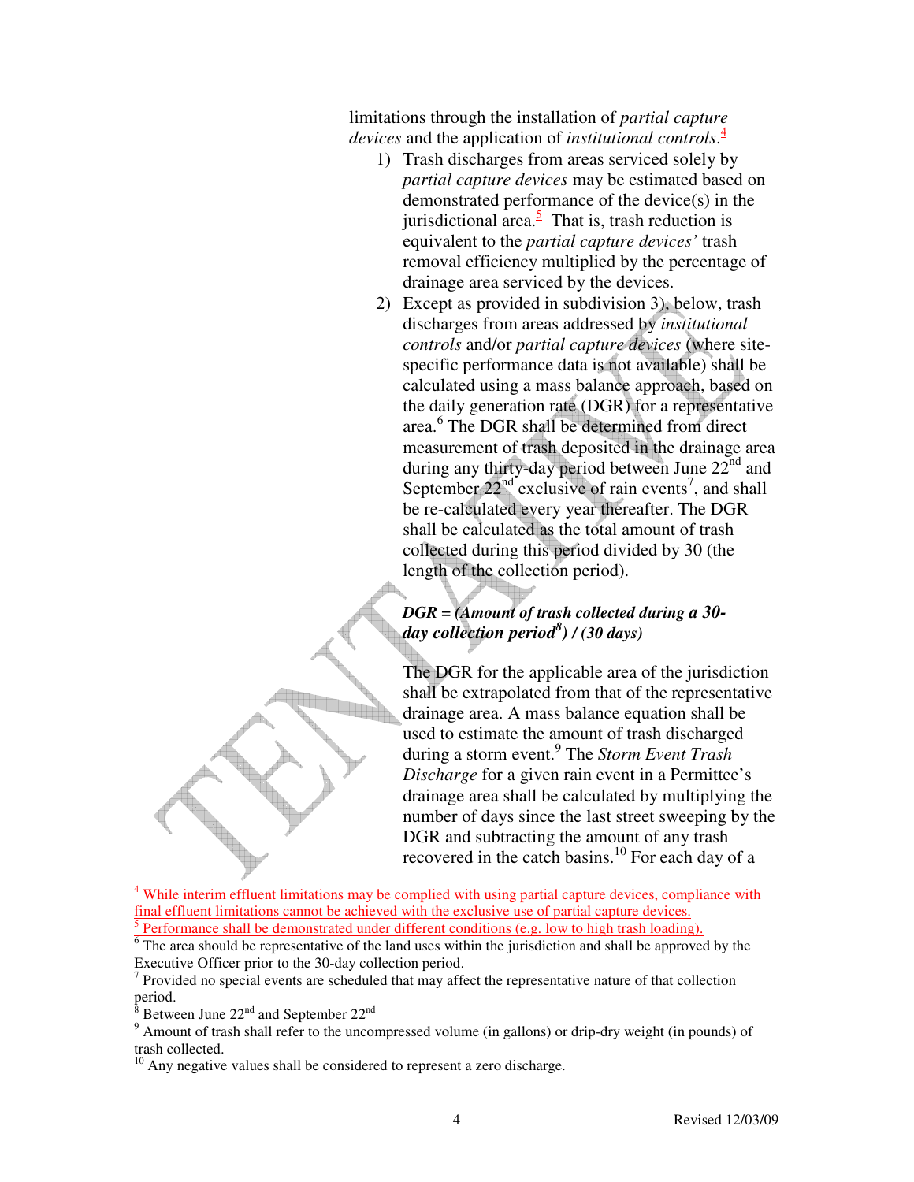limitations through the installation of *partial capture devices* and the application of *institutional controls*.[4]

1) Trash discharges from areas serviced solely by *partial capture devices* may be estimated based on demonstrated performance of the device(s) in the jurisdictional area.[5] That is, trash reduction is equivalent to the *partial capture devices'* trash removal efficiency multiplied by the percentage of drainage area serviced by the devices.

2) Except as provided in subdivision 3), below, trash discharges from areas addressed by *institutional controls* and/or *partial capture devices* (where site-specific performance data is not available) shall be calculated using a mass balance approach, based on the daily generation rate (DGR) for a representative area.[6] The DGR shall be determined from direct measurement of trash deposited in the drainage area during any thirty-day period between June 22nd and September 22nd exclusive of rain events[7], and shall be re-calculated every year thereafter. The DGR shall be calculated as the total amount of trash collected during this period divided by 30 (the length of the collection period).

   ***DGR = (Amount of trash collected during a 30-day collection period[8]) / (30 days)***

   The DGR for the applicable area of the jurisdiction shall be extrapolated from that of the representative drainage area. A mass balance equation shall be used to estimate the amount of trash discharged during a storm event.[9] The *Storm Event Trash Discharge* for a given rain event in a Permittee's drainage area shall be calculated by multiplying the number of days since the last street sweeping by the DGR and subtracting the amount of any trash recovered in the catch basins.[10] For each day of a

---

[4] While interim effluent limitations may be complied with using partial capture devices, compliance with final effluent limitations cannot be achieved with the exclusive use of partial capture devices.

[5] Performance shall be demonstrated under different conditions (e.g. low to high trash loading).

[6] The area should be representative of the land uses within the jurisdiction and shall be approved by the Executive Officer prior to the 30-day collection period.

[7] Provided no special events are scheduled that may affect the representative nature of that collection period.

[8] Between June 22nd and September 22nd

[9] Amount of trash shall refer to the uncompressed volume (in gallons) or drip-dry weight (in pounds) of trash collected.

[10] Any negative values shall be considered to represent a zero discharge.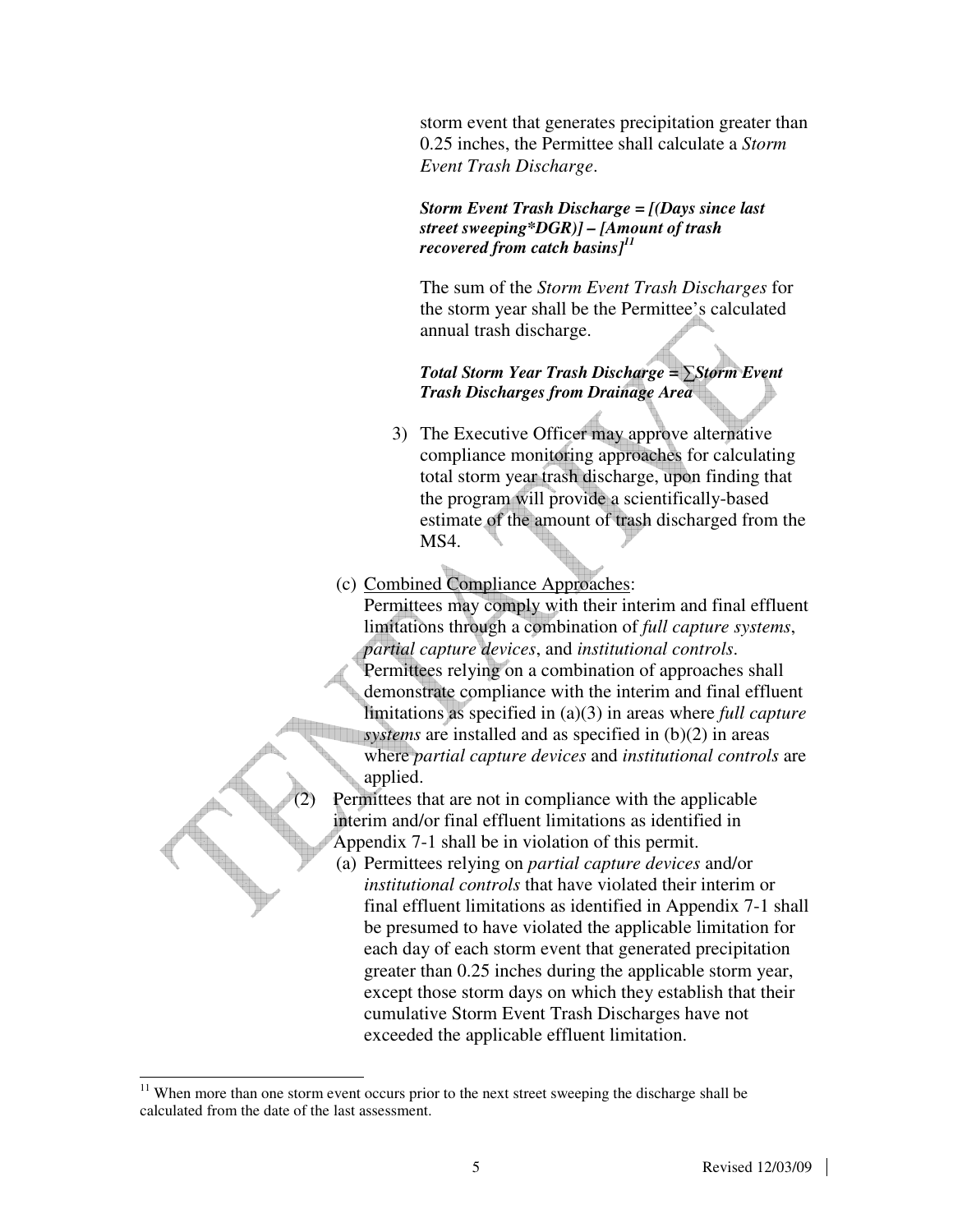storm event that generates precipitation greater than 0.25 inches, the Permittee shall calculate a *Storm Event Trash Discharge*.

***Storm Event Trash Discharge = [(Days since last street sweeping*DGR)] – [Amount of trash recovered from catch basins]***[11]

The sum of the *Storm Event Trash Discharges* for the storm year shall be the Permittee's calculated annual trash discharge.

***Total Storm Year Trash Discharge = ∑Storm Event Trash Discharges from Drainage Area***

3) The Executive Officer may approve alternative compliance monitoring approaches for calculating total storm year trash discharge, upon finding that the program will provide a scientifically-based estimate of the amount of trash discharged from the MS4.

(c) Combined Compliance Approaches:
Permittees may comply with their interim and final effluent limitations through a combination of *full capture systems*, *partial capture devices*, and *institutional controls*. Permittees relying on a combination of approaches shall demonstrate compliance with the interim and final effluent limitations as specified in (a)(3) in areas where *full capture systems* are installed and as specified in (b)(2) in areas where *partial capture devices* and *institutional controls* are applied.

(2) Permittees that are not in compliance with the applicable interim and/or final effluent limitations as identified in Appendix 7-1 shall be in violation of this permit.

(a) Permittees relying on *partial capture devices* and/or *institutional controls* that have violated their interim or final effluent limitations as identified in Appendix 7-1 shall be presumed to have violated the applicable limitation for each day of each storm event that generated precipitation greater than 0.25 inches during the applicable storm year, except those storm days on which they establish that their cumulative Storm Event Trash Discharges have not exceeded the applicable effluent limitation.

[11] When more than one storm event occurs prior to the next street sweeping the discharge shall be calculated from the date of the last assessment.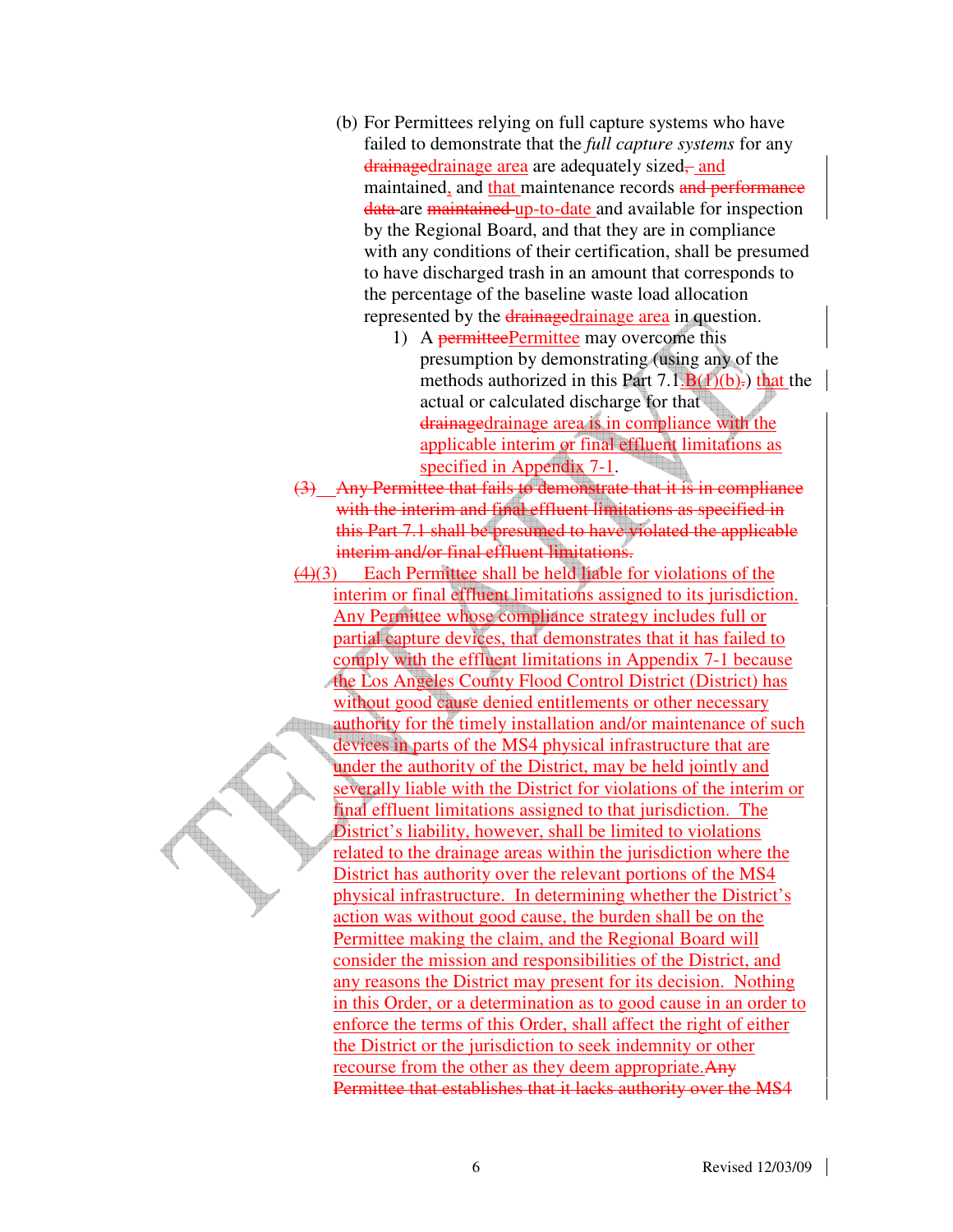(b) For Permittees relying on full capture systems who have failed to demonstrate that the *full capture systems* for any ~~drainage~~drainage area are adequately sized, ~~-~~ and maintained, and that maintenance records ~~and performance data~~ are ~~maintained~~ up-to-date and available for inspection by the Regional Board, and that they are in compliance with any conditions of their certification, shall be presumed to have discharged trash in an amount that corresponds to the percentage of the baseline waste load allocation represented by the ~~drainage~~drainage area in question.

1) A ~~permittee~~Permittee may overcome this presumption by demonstrating (using any of the methods authorized in this Part 7.1.B(1)(b)~~.~~) that the actual or calculated discharge for that ~~drainage~~drainage area is in compliance with the applicable interim or final effluent limitations as specified in Appendix 7-1.

~~(3) Any Permittee that fails to demonstrate that it is in compliance with the interim and final effluent limitations as specified in this Part 7.1 shall be presumed to have violated the applicable interim and/or final effluent limitations.~~

~~(4)~~(3) Each Permittee shall be held liable for violations of the interim or final effluent limitations assigned to its jurisdiction. Any Permittee whose compliance strategy includes full or partial capture devices, that demonstrates that it has failed to comply with the effluent limitations in Appendix 7-1 because the Los Angeles County Flood Control District (District) has without good cause denied entitlements or other necessary authority for the timely installation and/or maintenance of such devices in parts of the MS4 physical infrastructure that are under the authority of the District, may be held jointly and severally liable with the District for violations of the interim or final effluent limitations assigned to that jurisdiction. The District's liability, however, shall be limited to violations related to the drainage areas within the jurisdiction where the District has authority over the relevant portions of the MS4 physical infrastructure. In determining whether the District's action was without good cause, the burden shall be on the Permittee making the claim, and the Regional Board will consider the mission and responsibilities of the District, and any reasons the District may present for its decision. Nothing in this Order, or a determination as to good cause in an order to enforce the terms of this Order, shall affect the right of either the District or the jurisdiction to seek indemnity or other recourse from the other as they deem appropriate.~~Any Permittee that establishes that it lacks authority over the MS4~~

Revised 12/03/09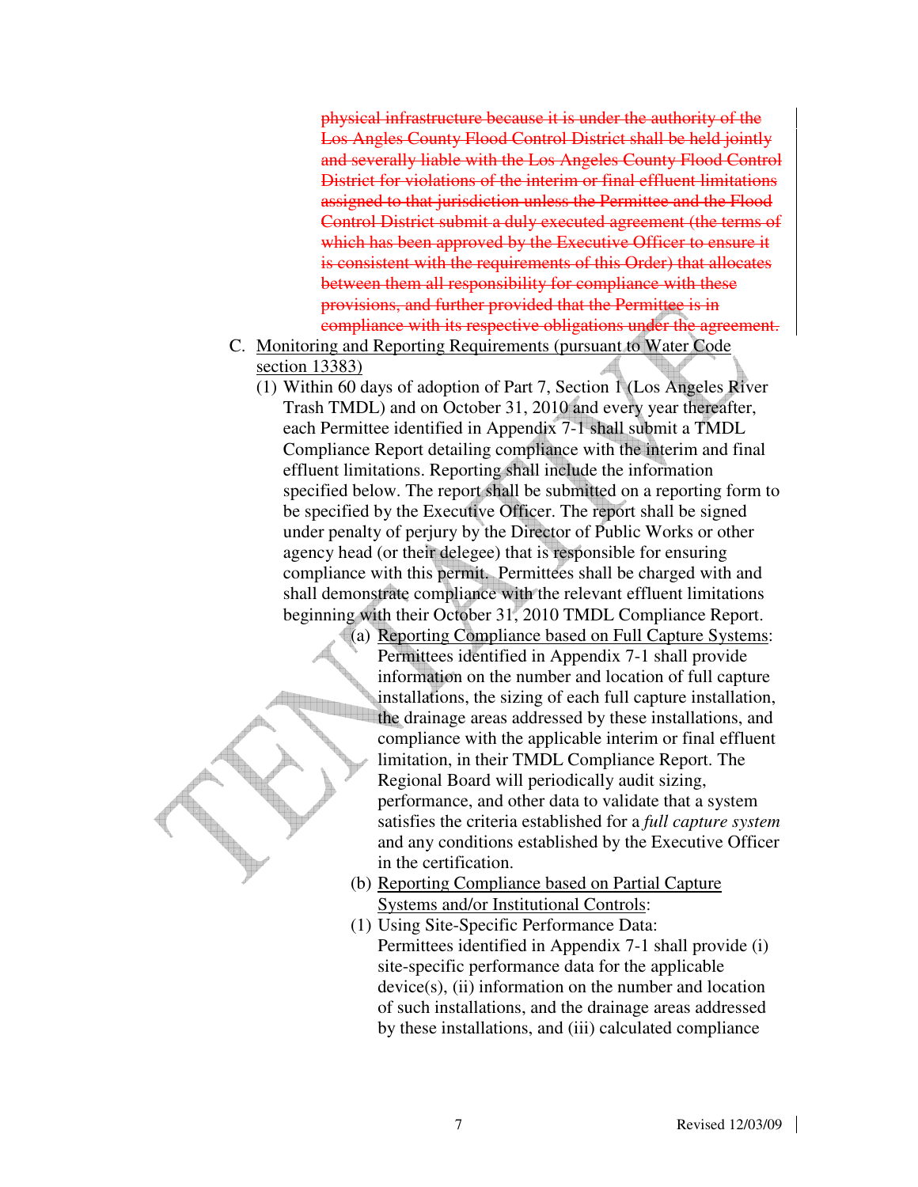~~physical infrastructure because it is under the authority of the Los Angles County Flood Control District shall be held jointly and severally liable with the Los Angeles County Flood Control District for violations of the interim or final effluent limitations assigned to that jurisdiction unless the Permittee and the Flood Control District submit a duly executed agreement (the terms of which has been approved by the Executive Officer to ensure it is consistent with the requirements of this Order) that allocates between them all responsibility for compliance with these provisions, and further provided that the Permittee is in compliance with its respective obligations under the agreement.~~

C. Monitoring and Reporting Requirements (pursuant to Water Code section 13383)

(1) Within 60 days of adoption of Part 7, Section 1 (Los Angeles River Trash TMDL) and on October 31, 2010 and every year thereafter, each Permittee identified in Appendix 7-1 shall submit a TMDL Compliance Report detailing compliance with the interim and final effluent limitations. Reporting shall include the information specified below. The report shall be submitted on a reporting form to be specified by the Executive Officer. The report shall be signed under penalty of perjury by the Director of Public Works or other agency head (or their delegee) that is responsible for ensuring compliance with this permit. Permittees shall be charged with and shall demonstrate compliance with the relevant effluent limitations beginning with their October 31, 2010 TMDL Compliance Report.

(a) Reporting Compliance based on Full Capture Systems: Permittees identified in Appendix 7-1 shall provide information on the number and location of full capture installations, the sizing of each full capture installation, the drainage areas addressed by these installations, and compliance with the applicable interim or final effluent limitation, in their TMDL Compliance Report. The Regional Board will periodically audit sizing, performance, and other data to validate that a system satisfies the criteria established for a *full capture system* and any conditions established by the Executive Officer in the certification.

(b) Reporting Compliance based on Partial Capture Systems and/or Institutional Controls:

(1) Using Site-Specific Performance Data: Permittees identified in Appendix 7-1 shall provide (i) site-specific performance data for the applicable device(s), (ii) information on the number and location of such installations, and the drainage areas addressed by these installations, and (iii) calculated compliance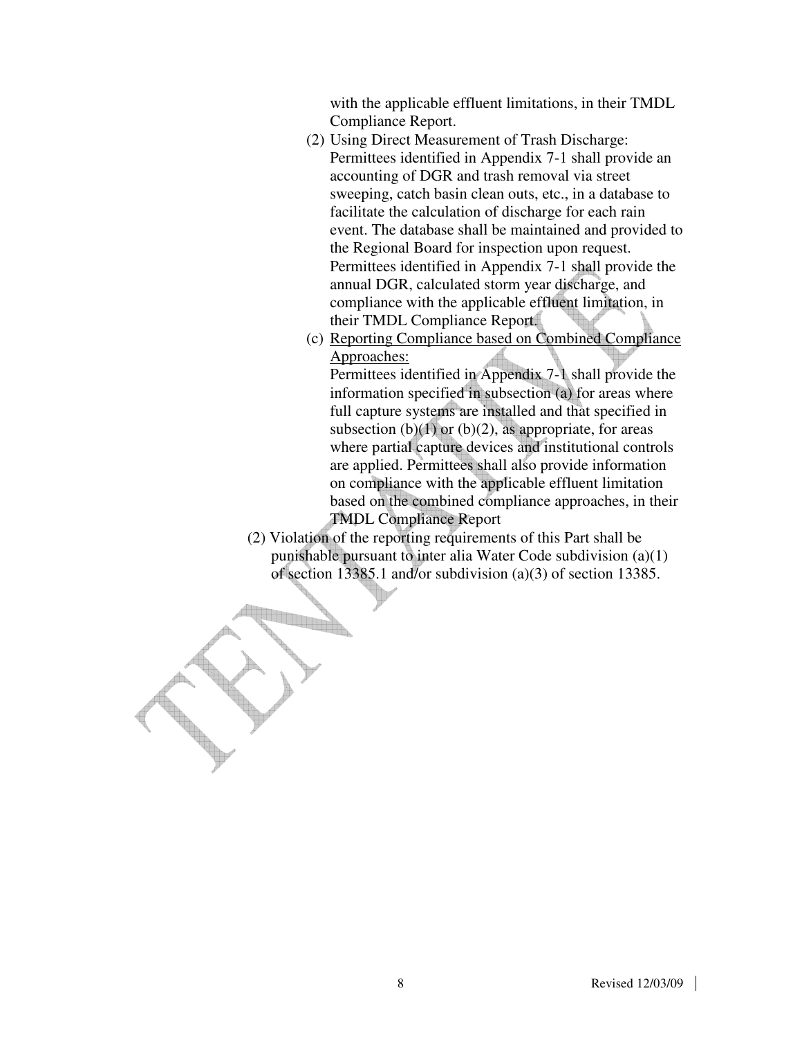with the applicable effluent limitations, in their TMDL Compliance Report.

(2) Using Direct Measurement of Trash Discharge: Permittees identified in Appendix 7-1 shall provide an accounting of DGR and trash removal via street sweeping, catch basin clean outs, etc., in a database to facilitate the calculation of discharge for each rain event. The database shall be maintained and provided to the Regional Board for inspection upon request. Permittees identified in Appendix 7-1 shall provide the annual DGR, calculated storm year discharge, and compliance with the applicable effluent limitation, in their TMDL Compliance Report.

(c) <u>Reporting Compliance based on Combined Compliance Approaches:</u>
Permittees identified in Appendix 7-1 shall provide the information specified in subsection (a) for areas where full capture systems are installed and that specified in subsection (b)(1) or (b)(2), as appropriate, for areas where partial capture devices and institutional controls are applied. Permittees shall also provide information on compliance with the applicable effluent limitation based on the combined compliance approaches, in their TMDL Compliance Report

(2) Violation of the reporting requirements of this Part shall be punishable pursuant to inter alia Water Code subdivision (a)(1) of section 13385.1 and/or subdivision (a)(3) of section 13385.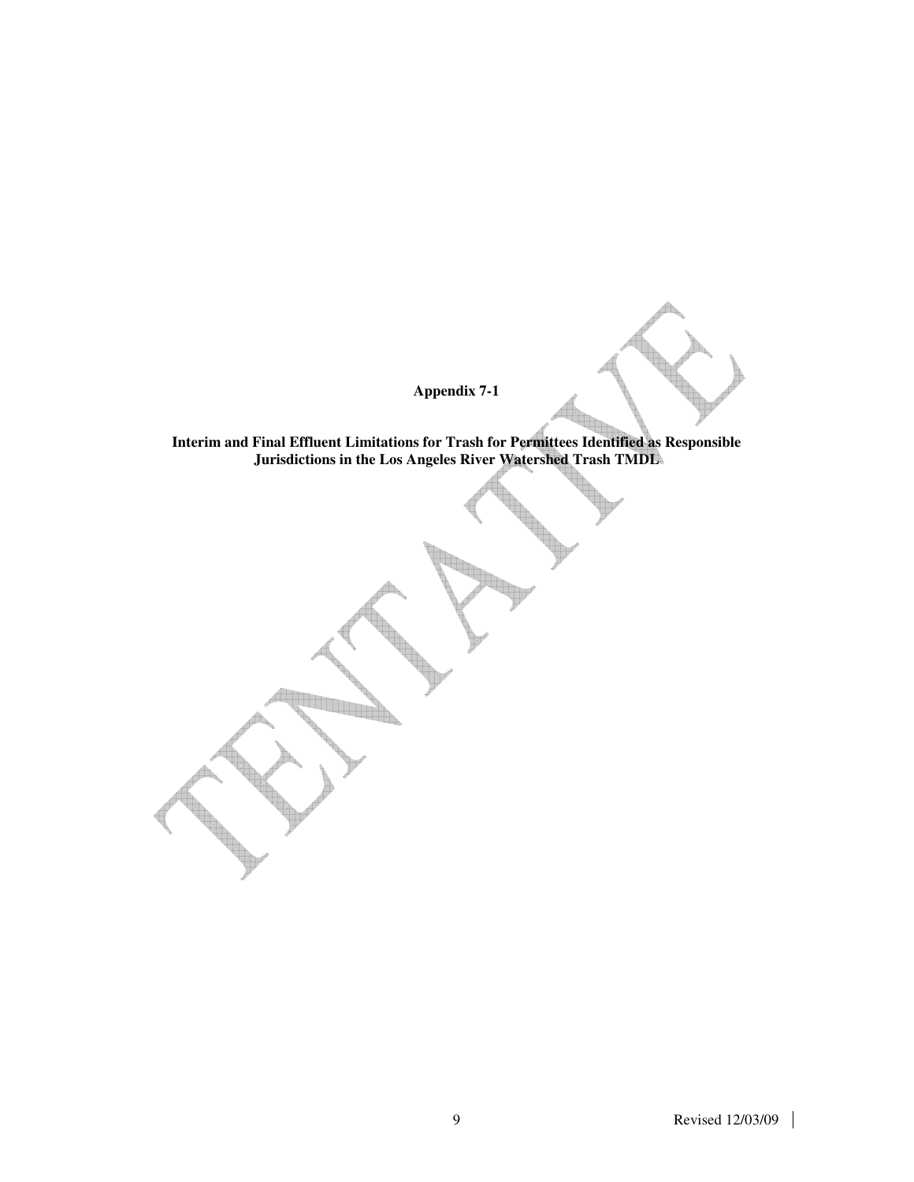**Appendix 7-1**

**Interim and Final Effluent Limitations for Trash for Permittees Identified as Responsible Jurisdictions in the Los Angeles River Watershed Trash TMDL**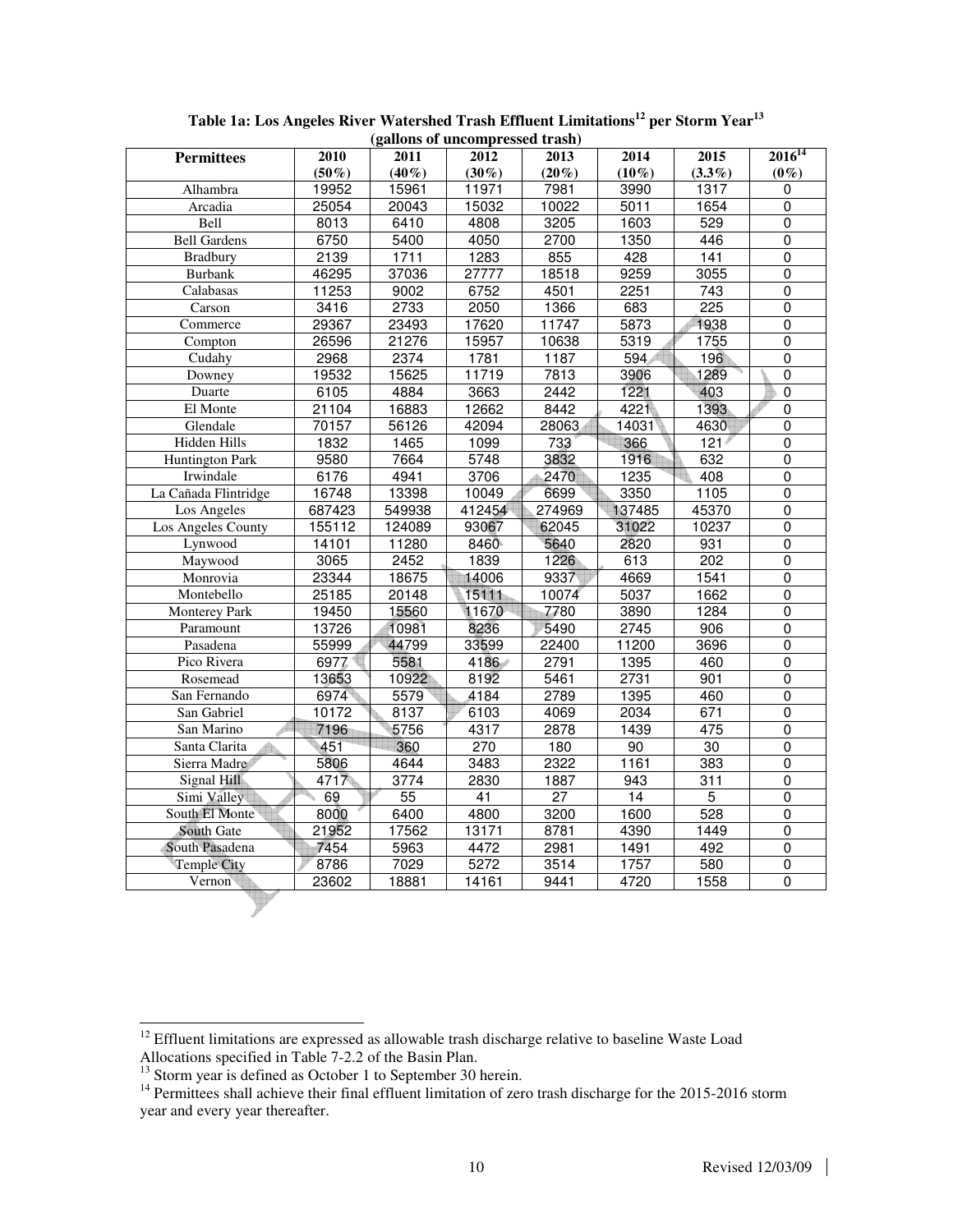**Table 1a: Los Angeles River Watershed Trash Effluent Limitations[12] per Storm Year[13] (gallons of uncompressed trash)**

| Permittees | 2010 (50%) | 2011 (40%) | 2012 (30%) | 2013 (20%) | 2014 (10%) | 2015 (3.3%) | 2016[14] (0%) |
|---|---|---|---|---|---|---|---|
| Alhambra | 19952 | 15961 | 11971 | 7981 | 3990 | 1317 | 0 |
| Arcadia | 25054 | 20043 | 15032 | 10022 | 5011 | 1654 | 0 |
| Bell | 8013 | 6410 | 4808 | 3205 | 1603 | 529 | 0 |
| Bell Gardens | 6750 | 5400 | 4050 | 2700 | 1350 | 446 | 0 |
| Bradbury | 2139 | 1711 | 1283 | 855 | 428 | 141 | 0 |
| Burbank | 46295 | 37036 | 27777 | 18518 | 9259 | 3055 | 0 |
| Calabasas | 11253 | 9002 | 6752 | 4501 | 2251 | 743 | 0 |
| Carson | 3416 | 2733 | 2050 | 1366 | 683 | 225 | 0 |
| Commerce | 29367 | 23493 | 17620 | 11747 | 5873 | 1938 | 0 |
| Compton | 26596 | 21276 | 15957 | 10638 | 5319 | 1755 | 0 |
| Cudahy | 2968 | 2374 | 1781 | 1187 | 594 | 196 | 0 |
| Downey | 19532 | 15625 | 11719 | 7813 | 3906 | 1289 | 0 |
| Duarte | 6105 | 4884 | 3663 | 2442 | 1221 | 403 | 0 |
| El Monte | 21104 | 16883 | 12662 | 8442 | 4221 | 1393 | 0 |
| Glendale | 70157 | 56126 | 42094 | 28063 | 14031 | 4630 | 0 |
| Hidden Hills | 1832 | 1465 | 1099 | 733 | 366 | 121 | 0 |
| Huntington Park | 9580 | 7664 | 5748 | 3832 | 1916 | 632 | 0 |
| Irwindale | 6176 | 4941 | 3706 | 2470 | 1235 | 408 | 0 |
| La Cañada Flintridge | 16748 | 13398 | 10049 | 6699 | 3350 | 1105 | 0 |
| Los Angeles | 687423 | 549938 | 412454 | 274969 | 137485 | 45370 | 0 |
| Los Angeles County | 155112 | 124089 | 93067 | 62045 | 31022 | 10237 | 0 |
| Lynwood | 14101 | 11280 | 8460 | 5640 | 2820 | 931 | 0 |
| Maywood | 3065 | 2452 | 1839 | 1226 | 613 | 202 | 0 |
| Monrovia | 23344 | 18675 | 14006 | 9337 | 4669 | 1541 | 0 |
| Montebello | 25185 | 20148 | 15111 | 10074 | 5037 | 1662 | 0 |
| Monterey Park | 19450 | 15560 | 11670 | 7780 | 3890 | 1284 | 0 |
| Paramount | 13726 | 10981 | 8236 | 5490 | 2745 | 906 | 0 |
| Pasadena | 55999 | 44799 | 33599 | 22400 | 11200 | 3696 | 0 |
| Pico Rivera | 6977 | 5581 | 4186 | 2791 | 1395 | 460 | 0 |
| Rosemead | 13653 | 10922 | 8192 | 5461 | 2731 | 901 | 0 |
| San Fernando | 6974 | 5579 | 4184 | 2789 | 1395 | 460 | 0 |
| San Gabriel | 10172 | 8137 | 6103 | 4069 | 2034 | 671 | 0 |
| San Marino | 7196 | 5756 | 4317 | 2878 | 1439 | 475 | 0 |
| Santa Clarita | 451 | 360 | 270 | 180 | 90 | 30 | 0 |
| Sierra Madre | 5806 | 4644 | 3483 | 2322 | 1161 | 383 | 0 |
| Signal Hill | 4717 | 3774 | 2830 | 1887 | 943 | 311 | 0 |
| Simi Valley | 69 | 55 | 41 | 27 | 14 | 5 | 0 |
| South El Monte | 8000 | 6400 | 4800 | 3200 | 1600 | 528 | 0 |
| South Gate | 21952 | 17562 | 13171 | 8781 | 4390 | 1449 | 0 |
| South Pasadena | 7454 | 5963 | 4472 | 2981 | 1491 | 492 | 0 |
| Temple City | 8786 | 7029 | 5272 | 3514 | 1757 | 580 | 0 |
| Vernon | 23602 | 18881 | 14161 | 9441 | 4720 | 1558 | 0 |

[12] Effluent limitations are expressed as allowable trash discharge relative to baseline Waste Load Allocations specified in Table 7-2.2 of the Basin Plan.

[13] Storm year is defined as October 1 to September 30 herein.

[14] Permittees shall achieve their final effluent limitation of zero trash discharge for the 2015-2016 storm year and every year thereafter.

Revised 12/03/09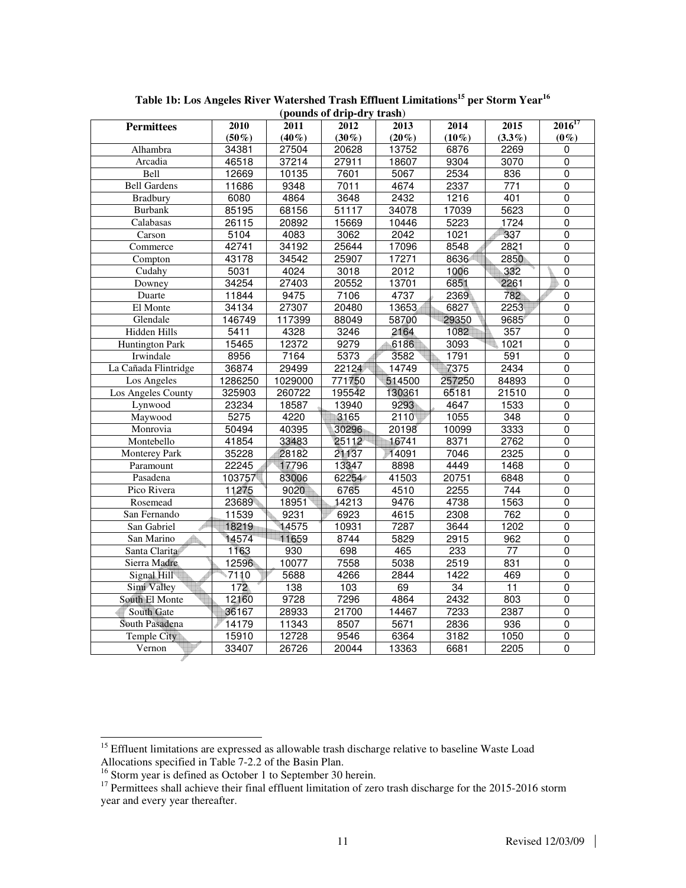**Table 1b: Los Angeles River Watershed Trash Effluent Limitations[15] per Storm Year[16] (pounds of drip-dry trash)**

| Permittees | 2010 (50%) | 2011 (40%) | 2012 (30%) | 2013 (20%) | 2014 (10%) | 2015 (3.3%) | 2016[17] (0%) |
|---|---|---|---|---|---|---|---|
| Alhambra | 34381 | 27504 | 20628 | 13752 | 6876 | 2269 | 0 |
| Arcadia | 46518 | 37214 | 27911 | 18607 | 9304 | 3070 | 0 |
| Bell | 12669 | 10135 | 7601 | 5067 | 2534 | 836 | 0 |
| Bell Gardens | 11686 | 9348 | 7011 | 4674 | 2337 | 771 | 0 |
| Bradbury | 6080 | 4864 | 3648 | 2432 | 1216 | 401 | 0 |
| Burbank | 85195 | 68156 | 51117 | 34078 | 17039 | 5623 | 0 |
| Calabasas | 26115 | 20892 | 15669 | 10446 | 5223 | 1724 | 0 |
| Carson | 5104 | 4083 | 3062 | 2042 | 1021 | 337 | 0 |
| Commerce | 42741 | 34192 | 25644 | 17096 | 8548 | 2821 | 0 |
| Compton | 43178 | 34542 | 25907 | 17271 | 8636 | 2850 | 0 |
| Cudahy | 5031 | 4024 | 3018 | 2012 | 1006 | 332 | 0 |
| Downey | 34254 | 27403 | 20552 | 13701 | 6851 | 2261 | 0 |
| Duarte | 11844 | 9475 | 7106 | 4737 | 2369 | 782 | 0 |
| El Monte | 34134 | 27307 | 20480 | 13653 | 6827 | 2253 | 0 |
| Glendale | 146749 | 117399 | 88049 | 58700 | 29350 | 9685 | 0 |
| Hidden Hills | 5411 | 4328 | 3246 | 2164 | 1082 | 357 | 0 |
| Huntington Park | 15465 | 12372 | 9279 | 6186 | 3093 | 1021 | 0 |
| Irwindale | 8956 | 7164 | 5373 | 3582 | 1791 | 591 | 0 |
| La Cañada Flintridge | 36874 | 29499 | 22124 | 14749 | 7375 | 2434 | 0 |
| Los Angeles | 1286250 | 1029000 | 771750 | 514500 | 257250 | 84893 | 0 |
| Los Angeles County | 325903 | 260722 | 195542 | 130361 | 65181 | 21510 | 0 |
| Lynwood | 23234 | 18587 | 13940 | 9293 | 4647 | 1533 | 0 |
| Maywood | 5275 | 4220 | 3165 | 2110 | 1055 | 348 | 0 |
| Monrovia | 50494 | 40395 | 30296 | 20198 | 10099 | 3333 | 0 |
| Montebello | 41854 | 33483 | 25112 | 16741 | 8371 | 2762 | 0 |
| Monterey Park | 35228 | 28182 | 21137 | 14091 | 7046 | 2325 | 0 |
| Paramount | 22245 | 17796 | 13347 | 8898 | 4449 | 1468 | 0 |
| Pasadena | 103757 | 83006 | 62254 | 41503 | 20751 | 6848 | 0 |
| Pico Rivera | 11275 | 9020 | 6765 | 4510 | 2255 | 744 | 0 |
| Rosemead | 23689 | 18951 | 14213 | 9476 | 4738 | 1563 | 0 |
| San Fernando | 11539 | 9231 | 6923 | 4615 | 2308 | 762 | 0 |
| San Gabriel | 18219 | 14575 | 10931 | 7287 | 3644 | 1202 | 0 |
| San Marino | 14574 | 11659 | 8744 | 5829 | 2915 | 962 | 0 |
| Santa Clarita | 1163 | 930 | 698 | 465 | 233 | 77 | 0 |
| Sierra Madre | 12596 | 10077 | 7558 | 5038 | 2519 | 831 | 0 |
| Signal Hill | 7110 | 5688 | 4266 | 2844 | 1422 | 469 | 0 |
| Simi Valley | 172 | 138 | 103 | 69 | 34 | 11 | 0 |
| South El Monte | 12160 | 9728 | 7296 | 4864 | 2432 | 803 | 0 |
| South Gate | 36167 | 28933 | 21700 | 14467 | 7233 | 2387 | 0 |
| South Pasadena | 14179 | 11343 | 8507 | 5671 | 2836 | 936 | 0 |
| Temple City | 15910 | 12728 | 9546 | 6364 | 3182 | 1050 | 0 |
| Vernon | 33407 | 26726 | 20044 | 13363 | 6681 | 2205 | 0 |

[15] Effluent limitations are expressed as allowable trash discharge relative to baseline Waste Load Allocations specified in Table 7-2.2 of the Basin Plan.

[16] Storm year is defined as October 1 to September 30 herein.

[17] Permittees shall achieve their final effluent limitation of zero trash discharge for the 2015-2016 storm year and every year thereafter.

Revised 12/03/09